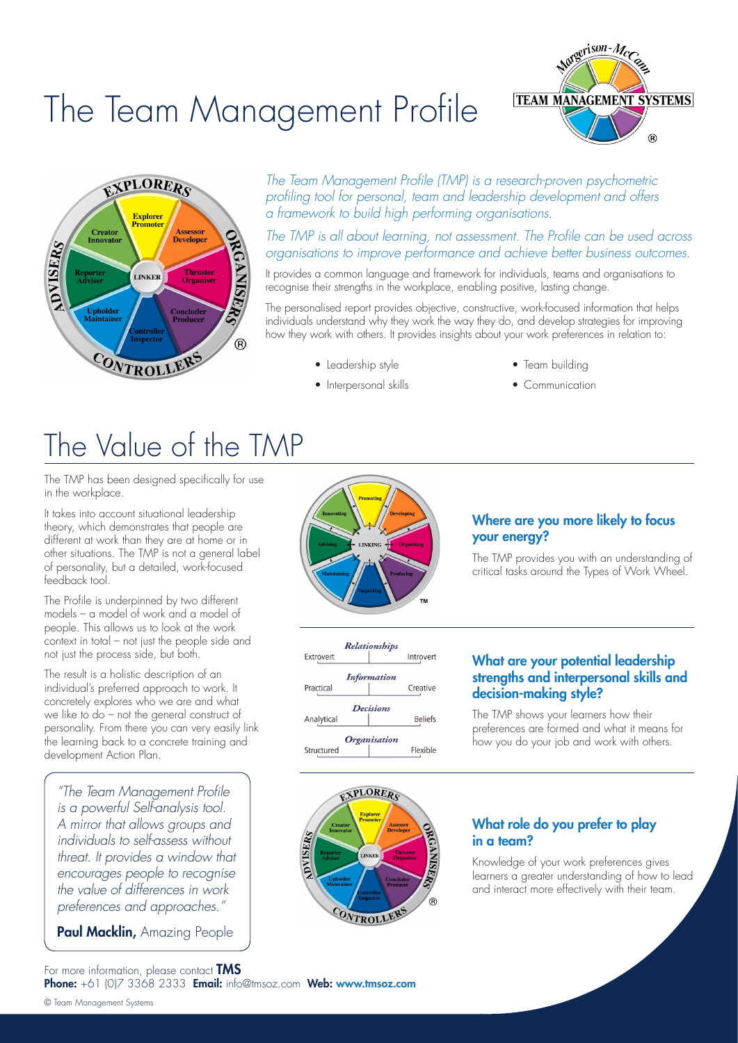# The Team Management Profile

*The Team Management Profile (TMP) is a research-proven psychometric profiling tool for personal, team and leadership development and offers a framework to build high performing organisations.*

*The TMP is all about learning, not assessment. The Profile can be used across organisations to improve performance and achieve better business outcomes.*

It provides a common language and framework for individuals, teams and organisations to recognise their strengths in the workplace, enabling positive, lasting change.

The personalised report provides objective, constructive, work-focused information that helps individuals understand why they work the way they do, and develop strategies for improving how they work with others. It provides insights about your work preferences in relation to:

- Leadership style
- Interpersonal skills
- Team building
- Communication

# The Value of the TMP

The TMP has been designed specifically for use in the workplace.

It takes into account situational leadership theory, which demonstrates that people are different at work than they are at home or in other situations. The TMP is not a general label of personality, but a detailed, work-focused feedback tool.

The Profile is underpinned by two different models – a model of work and a model of people. This allows us to look at the work context in total – not just the people side and not just the process side, but both.

The result is a holistic description of an individual's preferred approach to work. It concretely explores who we are and what we like to do – not the general construct of personality. From there you can very easily link the learning back to a concrete training and development Action Plan.

> *"The Team Management Profile is a powerful Self-analysis tool. A mirror that allows groups and individuals to self-assess without threat. It provides a window that encourages people to recognise the value of differences in work preferences and approaches."*
>
> **Paul Macklin,** Amazing People

### Where are you more likely to focus your energy?

The TMP provides you with an understanding of critical tasks around the Types of Work Wheel.

### What are your potential leadership strengths and interpersonal skills and decision-making style?

The TMP shows your learners how their preferences are formed and what it means for how you do your job and work with others.

### What role do you prefer to play in a team?

Knowledge of your work preferences gives learners a greater understanding of how to lead and interact more effectively with their team.

For more information, please contact **TMS**
**Phone:** +61 (0)7 3368 2333 **Email:** info@tmsoz.com **Web:** **www.tmsoz.com**

© Team Management Systems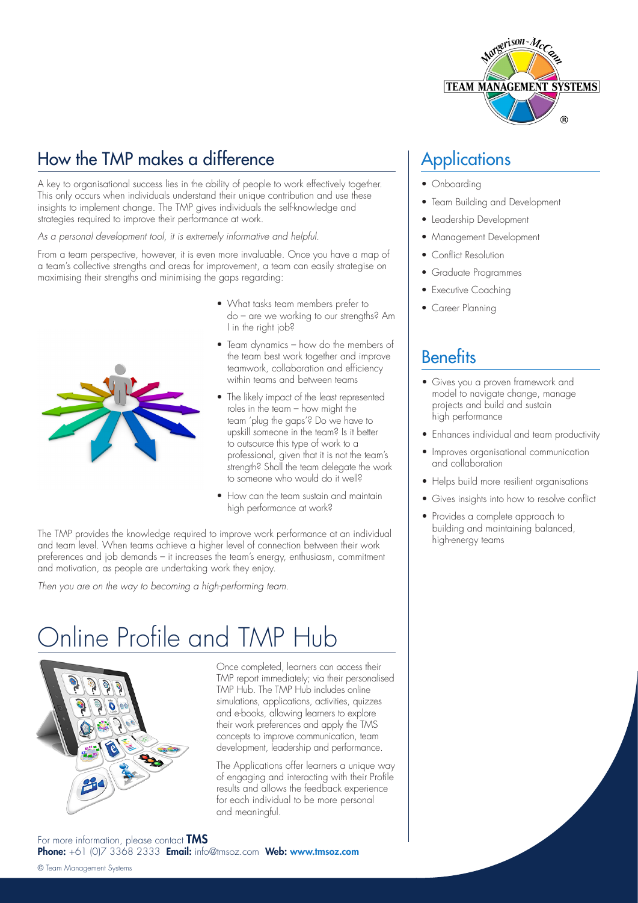## How the TMP makes a difference

A key to organisational success lies in the ability of people to work effectively together. This only occurs when individuals understand their unique contribution and use these insights to implement change. The TMP gives individuals the self-knowledge and strategies required to improve their performance at work.

*As a personal development tool, it is extremely informative and helpful.*

From a team perspective, however, it is even more invaluable. Once you have a map of a team's collective strengths and areas for improvement, a team can easily strategise on maximising their strengths and minimising the gaps regarding:

- What tasks team members prefer to do – are we working to our strengths? Am I in the right job?
- Team dynamics – how do the members of the team best work together and improve teamwork, collaboration and efficiency within teams and between teams
- The likely impact of the least represented roles in the team – how might the team 'plug the gaps'? Do we have to upskill someone in the team? Is it better to outsource this type of work to a professional, given that it is not the team's strength? Shall the team delegate the work to someone who would do it well?
- How can the team sustain and maintain high performance at work?

The TMP provides the knowledge required to improve work performance at an individual and team level. When teams achieve a higher level of connection between their work preferences and job demands – it increases the team's energy, enthusiasm, commitment and motivation, as people are undertaking work they enjoy.

*Then you are on the way to becoming a high-performing team.*

# Online Profile and TMP Hub

Once completed, learners can access their TMP report immediately; via their personalised TMP Hub. The TMP Hub includes online simulations, applications, activities, quizzes and e-books, allowing learners to explore their work preferences and apply the TMS concepts to improve communication, team development, leadership and performance.

The Applications offer learners a unique way of engaging and interacting with their Profile results and allows the feedback experience for each individual to be more personal and meaningful.

## Applications

- Onboarding
- Team Building and Development
- Leadership Development
- Management Development
- Conflict Resolution
- Graduate Programmes
- Executive Coaching
- Career Planning

## Benefits

- Gives you a proven framework and model to navigate change, manage projects and build and sustain high performance
- Enhances individual and team productivity
- Improves organisational communication and collaboration
- Helps build more resilient organisations
- Gives insights into how to resolve conflict
- Provides a complete approach to building and maintaining balanced, high-energy teams

For more information, please contact **TMS**
**Phone:** +61 (0)7 3368 2333 **Email:** info@tmsoz.com **Web: www.tmsoz.com**

© Team Management Systems